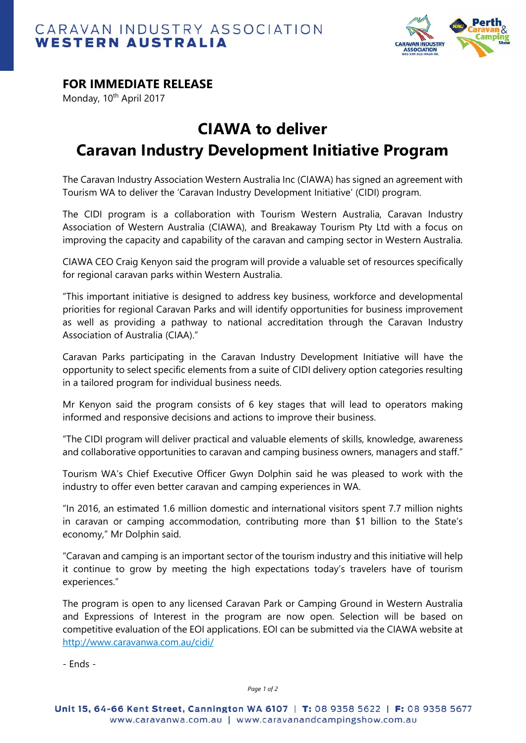CARAVAN INDUSTRY ASSOCIATION
**WESTERN AUSTRALIA**

**FOR IMMEDIATE RELEASE**
Monday, 10th April 2017

# CIAWA to deliver
# Caravan Industry Development Initiative Program

The Caravan Industry Association Western Australia Inc (CIAWA) has signed an agreement with Tourism WA to deliver the 'Caravan Industry Development Initiative' (CIDI) program.

The CIDI program is a collaboration with Tourism Western Australia, Caravan Industry Association of Western Australia (CIAWA), and Breakaway Tourism Pty Ltd with a focus on improving the capacity and capability of the caravan and camping sector in Western Australia.

CIAWA CEO Craig Kenyon said the program will provide a valuable set of resources specifically for regional caravan parks within Western Australia.

"This important initiative is designed to address key business, workforce and developmental priorities for regional Caravan Parks and will identify opportunities for business improvement as well as providing a pathway to national accreditation through the Caravan Industry Association of Australia (CIAA)."

Caravan Parks participating in the Caravan Industry Development Initiative will have the opportunity to select specific elements from a suite of CIDI delivery option categories resulting in a tailored program for individual business needs.

Mr Kenyon said the program consists of 6 key stages that will lead to operators making informed and responsive decisions and actions to improve their business.

"The CIDI program will deliver practical and valuable elements of skills, knowledge, awareness and collaborative opportunities to caravan and camping business owners, managers and staff."

Tourism WA's Chief Executive Officer Gwyn Dolphin said he was pleased to work with the industry to offer even better caravan and camping experiences in WA.

"In 2016, an estimated 1.6 million domestic and international visitors spent 7.7 million nights in caravan or camping accommodation, contributing more than $1 billion to the State's economy," Mr Dolphin said.

"Caravan and camping is an important sector of the tourism industry and this initiative will help it continue to grow by meeting the high expectations today's travelers have of tourism experiences."

The program is open to any licensed Caravan Park or Camping Ground in Western Australia and Expressions of Interest in the program are now open. Selection will be based on competitive evaluation of the EOI applications. EOI can be submitted via the CIAWA website at http://www.caravanwa.com.au/cidi/

- Ends -

**Unit 15, 64-66 Kent Street, Cannington WA 6107 | T: 08 9358 5622 | F: 08 9358 5677**
www.caravanwa.com.au | www.caravanandcampingshow.com.au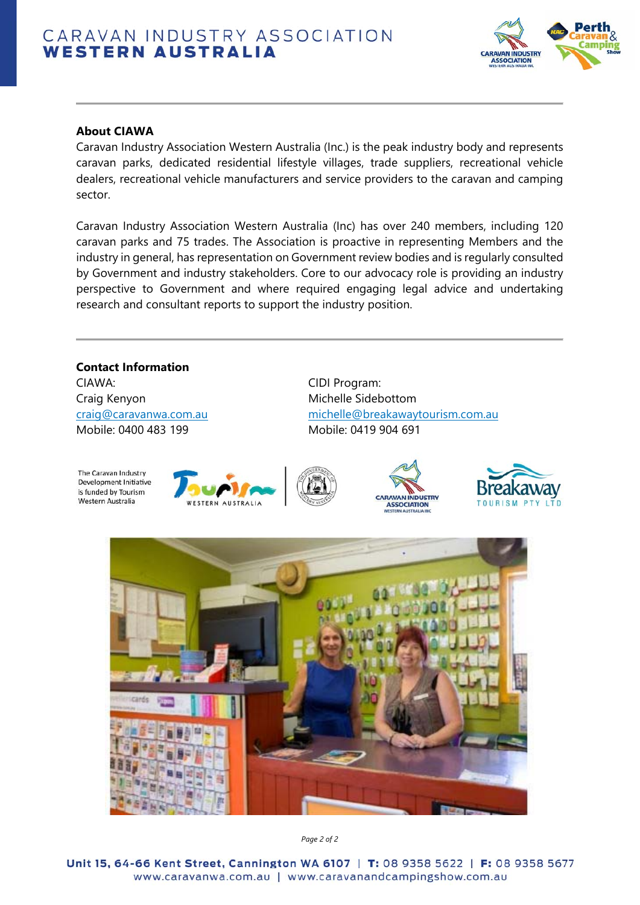## About CIAWA

Caravan Industry Association Western Australia (Inc.) is the peak industry body and represents caravan parks, dedicated residential lifestyle villages, trade suppliers, recreational vehicle dealers, recreational vehicle manufacturers and service providers to the caravan and camping sector.

Caravan Industry Association Western Australia (Inc) has over 240 members, including 120 caravan parks and 75 trades. The Association is proactive in representing Members and the industry in general, has representation on Government review bodies and is regularly consulted by Government and industry stakeholders. Core to our advocacy role is providing an industry perspective to Government and where required engaging legal advice and undertaking research and consultant reports to support the industry position.

## Contact Information

CIAWA:
Craig Kenyon
craig@caravanwa.com.au
Mobile: 0400 483 199

CIDI Program:
Michelle Sidebottom
michelle@breakawaytourism.com.au
Mobile: 0419 904 691

The Caravan Industry Development Initiative is funded by Tourism Western Australia